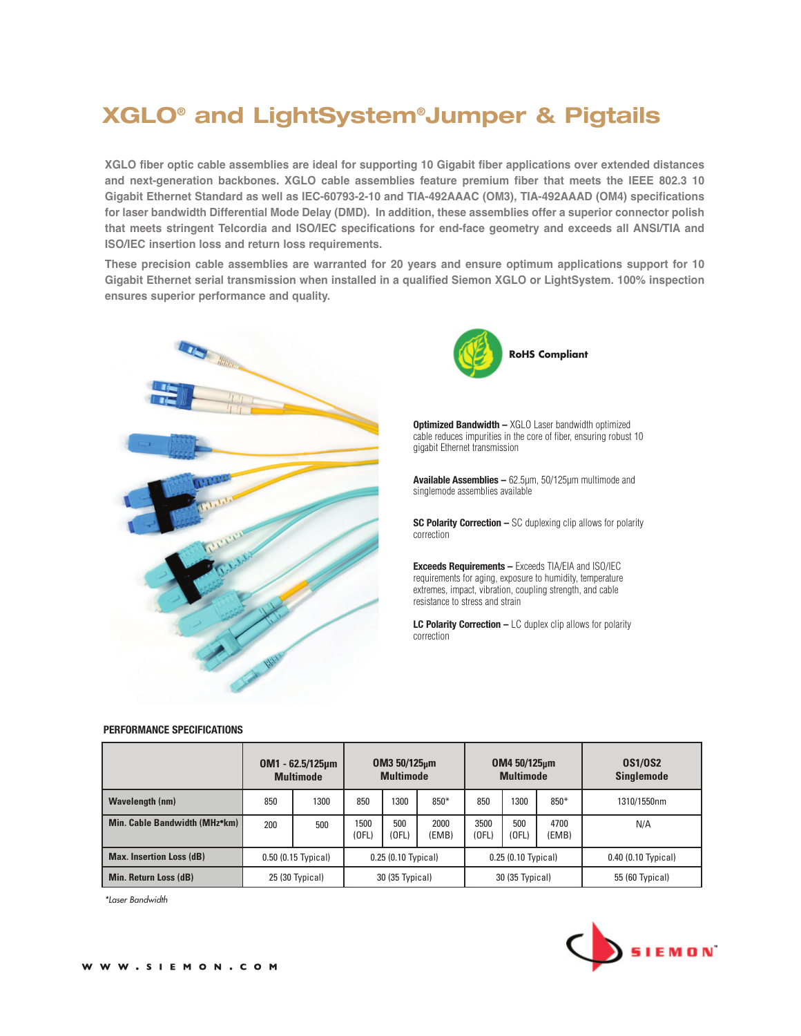# XGLO® and LightSystem® Jumper & Pigtails

**XGLO fiber optic cable assemblies are ideal for supporting 10 Gigabit fiber applications over extended distances and next-generation backbones. XGLO cable assemblies feature premium fiber that meets the IEEE 802.3 10 Gigabit Ethernet Standard as well as IEC-60793-2-10 and TIA-492AAAC (OM3), TIA-492AAAD (OM4) specifications for laser bandwidth Differential Mode Delay (DMD). In addition, these assemblies offer a superior connector polish that meets stringent Telcordia and ISO/IEC specifications for end-face geometry and exceeds all ANSI/TIA and ISO/IEC insertion loss and return loss requirements.**

**These precision cable assemblies are warranted for 20 years and ensure optimum applications support for 10 Gigabit Ethernet serial transmission when installed in a qualified Siemon XGLO or LightSystem. 100% inspection ensures superior performance and quality.**

**RoHS Compliant**

**Optimized Bandwidth –** XGLO Laser bandwidth optimized cable reduces impurities in the core of fiber, ensuring robust 10 gigabit Ethernet transmission

**Available Assemblies –** 62.5µm, 50/125µm multimode and singlemode assemblies available

**SC Polarity Correction –** SC duplexing clip allows for polarity correction

**Exceeds Requirements –** Exceeds TIA/EIA and ISO/IEC requirements for aging, exposure to humidity, temperature extremes, impact, vibration, coupling strength, and cable resistance to stress and strain

**LC Polarity Correction –** LC duplex clip allows for polarity correction

### PERFORMANCE SPECIFICATIONS

| | OM1 - 62.5/125µm Multimode | | OM3 50/125µm Multimode | | | OM4 50/125µm Multimode | | | OS1/OS2 Singlemode |
|---|---|---|---|---|---|---|---|---|---|
| **Wavelength (nm)** | 850 | 1300 | 850 | 1300 | 850* | 850 | 1300 | 850* | 1310/1550nm |
| **Min. Cable Bandwidth (MHz•km)** | 200 | 500 | 1500 (OFL) | 500 (OFL) | 2000 (EMB) | 3500 (OFL) | 500 (OFL) | 4700 (EMB) | N/A |
| **Max. Insertion Loss (dB)** | 0.50 (0.15 Typical) | | 0.25 (0.10 Typical) | | | 0.25 (0.10 Typical) | | | 0.40 (0.10 Typical) |
| **Min. Return Loss (dB)** | 25 (30 Typical) | | 30 (35 Typical) | | | 30 (35 Typical) | | | 55 (60 Typical) |

*\*Laser Bandwidth*

WWW.SIEMON.COM

SIEMON™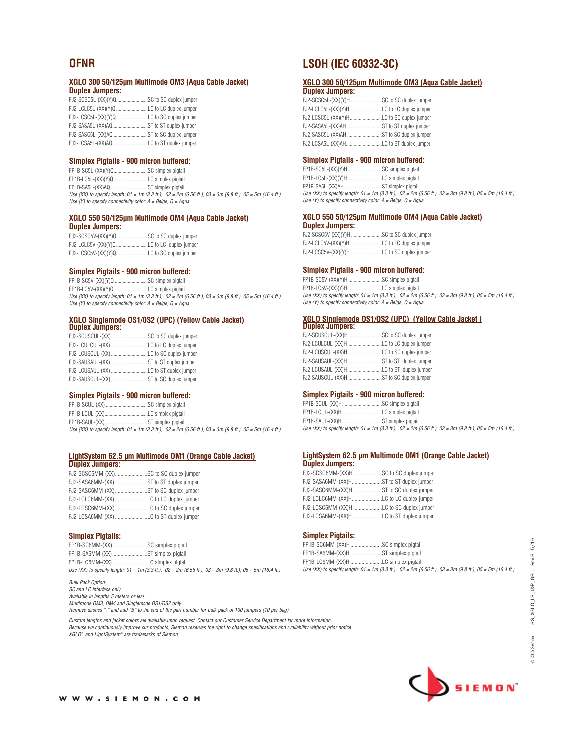# OFNR

## XGLO 300 50/125µm Multimode OM3 (Aqua Cable Jacket)

### Duplex Jumpers:

FJ2-SCSC5L-(XX)(Y)Q........................SC to SC duplex jumper
FJ2-LCLC5L-(XX)(Y)Q........................LC to LC duplex jumper
FJ2-LCSC5L-(XX)(Y)Q........................LC to SC duplex jumper
FJ2-SASA5L-(XX)AQ..........................ST to ST duplex jumper
FJ2-SASC5L-(XX)AQ..........................ST to SC duplex jumper
FJ2-LCSA5L-(XX)AQ..........................LC to ST duplex jumper

### Simplex Pigtails - 900 micron buffered:

FP1B-SC5L-(XX)(Y)Q..........................SC simplex pigtail
FP1B-LC5L-(XX)(Y)Q..........................LC simplex pigtail
FP1B-SA5L-(XX)AQ............................ST simplex pigtail

*Use (XX) to specify length: 01 = 1m (3.3 ft.), 02 = 2m (6.56 ft.), 03 = 3m (9.8 ft.), 05 = 5m (16.4 ft.)*
*Use (Y) to specify connectivity color: A = Beige, Q = Aqua*

## XGLO 550 50/125µm Multimode OM4 (Aqua Cable Jacket)

### Duplex Jumpers:

FJ2-SCSC5V-(XX)(Y)Q........................SC to SC duplex jumper
FJ2-LCLC5V-(XX)(Y)Q........................LC to LC duplex jumper
FJ2-LCSC5V-(XX)(Y)Q........................LC to SC duplex jumper

### Simplex Pigtails - 900 micron buffered:

FP1B-SC5V-(XX)(Y)Q..........................SC simplex pigtail
FP1B-LC5V-(XX)(Y)Q..........................LC simplex pigtail

*Use (XX) to specify length: 01 = 1m (3.3 ft.), 02 = 2m (6.56 ft.), 03 = 3m (9.8 ft.), 05 = 5m (16.4 ft.)*
*Use (Y) to specify connectivity color: A = Beige, Q = Aqua*

## XGLO Singlemode OS1/OS2 (UPC) (Yellow Cable Jacket)

### Duplex Jumpers:

FJ2-SCUSCUL-(XX)............................SC to SC duplex jumper
FJ2-LCULCUL-(XX)............................LC to LC duplex jumper
FJ2-LCUSCUL-(XX)............................LC to SC duplex jumper
FJ2-SAUSAUL-(XX)............................ST to ST duplex jumper
FJ2-LCUSAUL-(XX)............................LC to ST duplex jumper
FJ2-SAUSCUL-(XX)............................ST to SC duplex jumper

### Simplex Pigtails - 900 micron buffered:

FP1B-SCUL-(XX)..............................SC simplex pigtail
FP1B-LCUL-(XX)..............................LC simplex pigtail
FP1B-SAUL-(XX)..............................ST simplex pigtail

*Use (XX) to specify length: 01 = 1m (3.3 ft.), 02 = 2m (6.56 ft.), 03 = 3m (9.8 ft.), 05 = 5m (16.4 ft.)*

## LightSystem 62.5 µm Multimode OM1 (Orange Cable Jacket)

### Duplex Jumpers:

FJ2-SCSC6MM-(XX)...........................SC to SC duplex jumper
FJ2-SASA6MM-(XX)...........................ST to ST duplex jumper
FJ2-SASC6MM-(XX)...........................ST to SC duplex jumper
FJ2-LCLC6MM-(XX)...........................LC to LC duplex jumper
FJ2-LCSC6MM-(XX)...........................LC to SC duplex jumper
FJ2-LCSA6MM-(XX)...........................LC to ST duplex jumper

### Simplex PIgtails:

FP1B-SC6MM-(XX).............................SC simplex pigtail
FP1B-SA6MM-(XX).............................ST simplex pigtail
FP1B-LC6MM-(XX).............................LC simplex pigtail

*Use (XX) to specify length: 01 = 1m (3.3 ft.), 02 = 2m (6.56 ft.), 03 = 3m (9.8 ft.), 05 = 5m (16.4 ft.)*

# LSOH (IEC 60332-3C)

## XGLO 300 50/125µm Multimode OM3 (Aqua Cable Jacket)

### Duplex Jumpers:

FJ2-SCSC5L-(XX)(Y)H........................SC to SC duplex jumper
FJ2-LCLC5L-(XX)(Y)H........................LC to LC duplex jumper
FJ2-LCSC5L-(XX)(Y)H........................LC to SC duplex jumper
FJ2-SASA5L-(XX)AH..........................ST to ST duplex jumper
FJ2-SASC5L-(XX)AH..........................ST to SC duplex jumper
FJ2-LCSA5L-(XX)AH..........................LC to ST duplex jumper

### Simplex Pigtails - 900 micron buffered:

FP1B-SC5L-(XX)(Y)H..........................SC simplex pigtail
FP1B-LC5L-(XX)(Y)H..........................LC simplex pigtail
FP1B-SA5L-(XX)AH............................ST simplex pigtail

*Use (XX) to specify length: 01 = 1m (3.3 ft.), 02 = 2m (6.56 ft.), 03 = 3m (9.8 ft.), 05 = 5m (16.4 ft.)*
*Use (Y) to specify connectivity color: A = Beige, Q = Aqua*

## XGLO 550 50/125µm Multimode OM4 (Aqua Cable Jacket)

### Duplex Jumpers:

FJ2-SCSC5V-(XX)(Y)H........................SC to SC duplex jumper
FJ2-LCLC5V-(XX)(Y)H........................LC to LC duplex jumper
FJ2-LCSC5V-(XX)(Y)H........................LC to SC duplex jumper

### Simplex Pigtails - 900 micron buffered:

FP1B-SC5V-(XX)(Y)H..........................SC simplex pigtail
FP1B-LC5V-(XX)(Y)H..........................LC simplex pigtail

*Use (XX) to specify length: 01 = 1m (3.3 ft.), 02 = 2m (6.56 ft.), 03 = 3m (9.8 ft.), 05 = 5m (16.4 ft.)*
*Use (Y) to specify connectivity color: A = Beige, Q = Aqua*

## XGLO Singlemode OS1/OS2 (UPC) (Yellow Cable Jacket )

### Duplex Jumpers:

FJ2-SCUSCUL-(XX)H..........................SC to SC duplex jumper
FJ2-LCULCUL-(XX)H..........................LC to LC duplex jumper
FJ2-LCUSCUL-(XX)H..........................LC to SC duplex jumper
FJ2-SAUSAUL-(XX)H..........................ST to ST duplex jumper
FJ2-LCUSAUL-(XX)H..........................LC to ST duplex jumper
FJ2-SAUSCUL-(XX)H..........................ST to SC duplex jumper

### Simplex Pigtails - 900 micron buffered:

FP1B-SCUL-(XX)H.............................SC simplex pigtail
FP1B-LCUL-(XX)H.............................LC simplex pigtail
FP1B-SAUL-(XX)H.............................ST simplex pigtail

*Use (XX) to specify length: 01 = 1m (3.3 ft.), 02 = 2m (6.56 ft.), 03 = 3m (9.8 ft.), 05 = 5m (16.4 ft.)*

## LightSystem 62.5 µm Multimode OM1 (Orange Cable Jacket)

### Duplex Jumpers:

FJ2-SCSC6MM-(XX)H..........................SC to SC duplex jumper
FJ2-SASA6MM-(XX)H..........................ST to ST duplex jumper
FJ2-SASC6MM-(XX)H..........................ST to SC duplex jumper
FJ2-LCLC6MM-(XX)H..........................LC to LC duplex jumper
FJ2-LCSC6MM-(XX)H..........................LC to SC duplex jumper
FJ2-LCSA6MM-(XX)H..........................LC to ST duplex jumper

### Simplex Pigtails:

FP1B-SC6MM-(XX)H............................SC simplex pigtail
FP1B-SA6MM-(XX)H............................ST simplex pigtail
FP1B-LC6MM-(XX)H............................LC simplex pigtail

*Use (XX) to specify length: 01 = 1m (3.3 ft.), 02 = 2m (6.56 ft.), 03 = 3m (9.8 ft.), 05 = 5m (16.4 ft.)*

*Bulk Pack Option:*
*SC and LC interface only.*
*Available in lengths 5 meters or less.*
*Multimode OM3, OM4 and Singlemode OS1/OS2 only.*
*Remove dashes "-" and add "B" to the end of the part number for bulk pack of 100 jumpers (10 per bag)*

*Custom lengths and jacket colors are available upon request. Contact our Customer Service Department for more information.*
*Because we continuously improve our products, Siemon reserves the right to change specifications and availability without prior notice.*
*XGLO® and LightSystem® are trademarks of Siemon*

© 2016 Siemon SS_XGLO_LS_J&P_GBL Rev.B 5/16

WWW.SIEMON.COM

SIEMON™